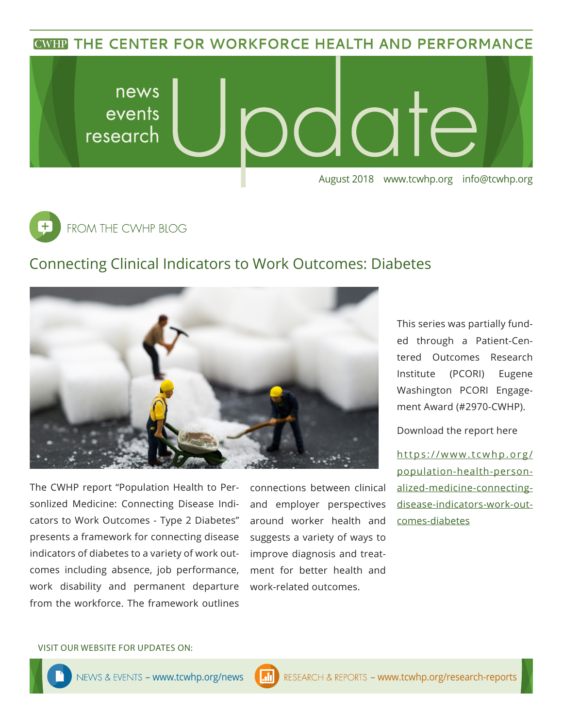CWHP THE CENTER FOR WORKFORCE HEALTH AND PERFORMANCE

# news events research Update

August 2018 www.tcwhp.org info@tcwhp.org

FROM THE CWHP BLOG

## Connecting Clinical Indicators to Work Outcomes: Diabetes

The CWHP report "Population Health to Personlized Medicine: Connecting Disease Indicators to Work Outcomes - Type 2 Diabetes" presents a framework for connecting disease indicators of diabetes to a variety of work outcomes including absence, job performance, work disability and permanent departure from the workforce. The framework outlines connections between clinical and employer perspectives around worker health and suggests a variety of ways to improve diagnosis and treatment for better health and work-related outcomes.

This series was partially funded through a Patient-Centered Outcomes Research Institute (PCORI) Eugene Washington PCORI Engagement Award (#2970-CWHP).

Download the report here

https://www.tcwhp.org/population-health-personalized-medicine-connecting-disease-indicators-work-outcomes-diabetes

VISIT OUR WEBSITE FOR UPDATES ON:

NEWS & EVENTS – www.tcwhp.org/news

RESEARCH & REPORTS – www.tcwhp.org/research-reports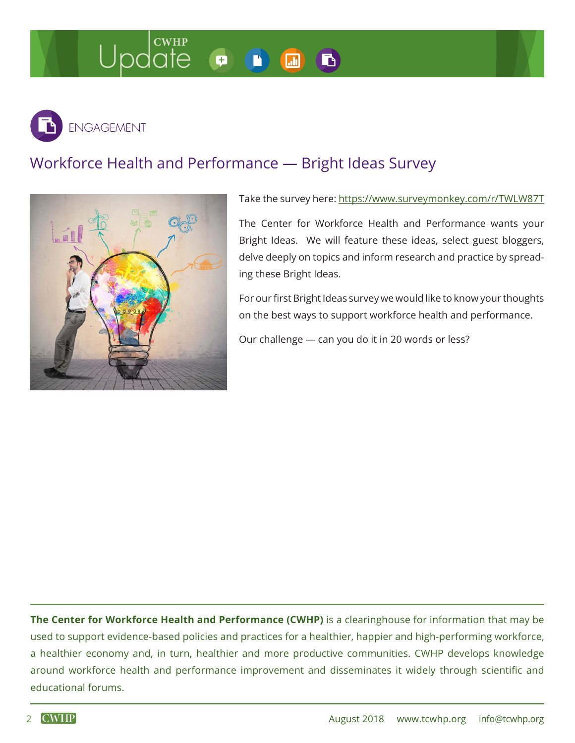## ENGAGEMENT

# Workforce Health and Performance — Bright Ideas Survey

Take the survey here: https://www.surveymonkey.com/r/TWLW87T

The Center for Workforce Health and Performance wants your Bright Ideas. We will feature these ideas, select guest bloggers, delve deeply on topics and inform research and practice by spreading these Bright Ideas.

For our first Bright Ideas survey we would like to know your thoughts on the best ways to support workforce health and performance.

Our challenge — can you do it in 20 words or less?

**The Center for Workforce Health and Performance (CWHP)** is a clearinghouse for information that may be used to support evidence-based policies and practices for a healthier, happier and high-performing workforce, a healthier economy and, in turn, healthier and more productive communities. CWHP develops knowledge around workforce health and performance improvement and disseminates it widely through scientific and educational forums.